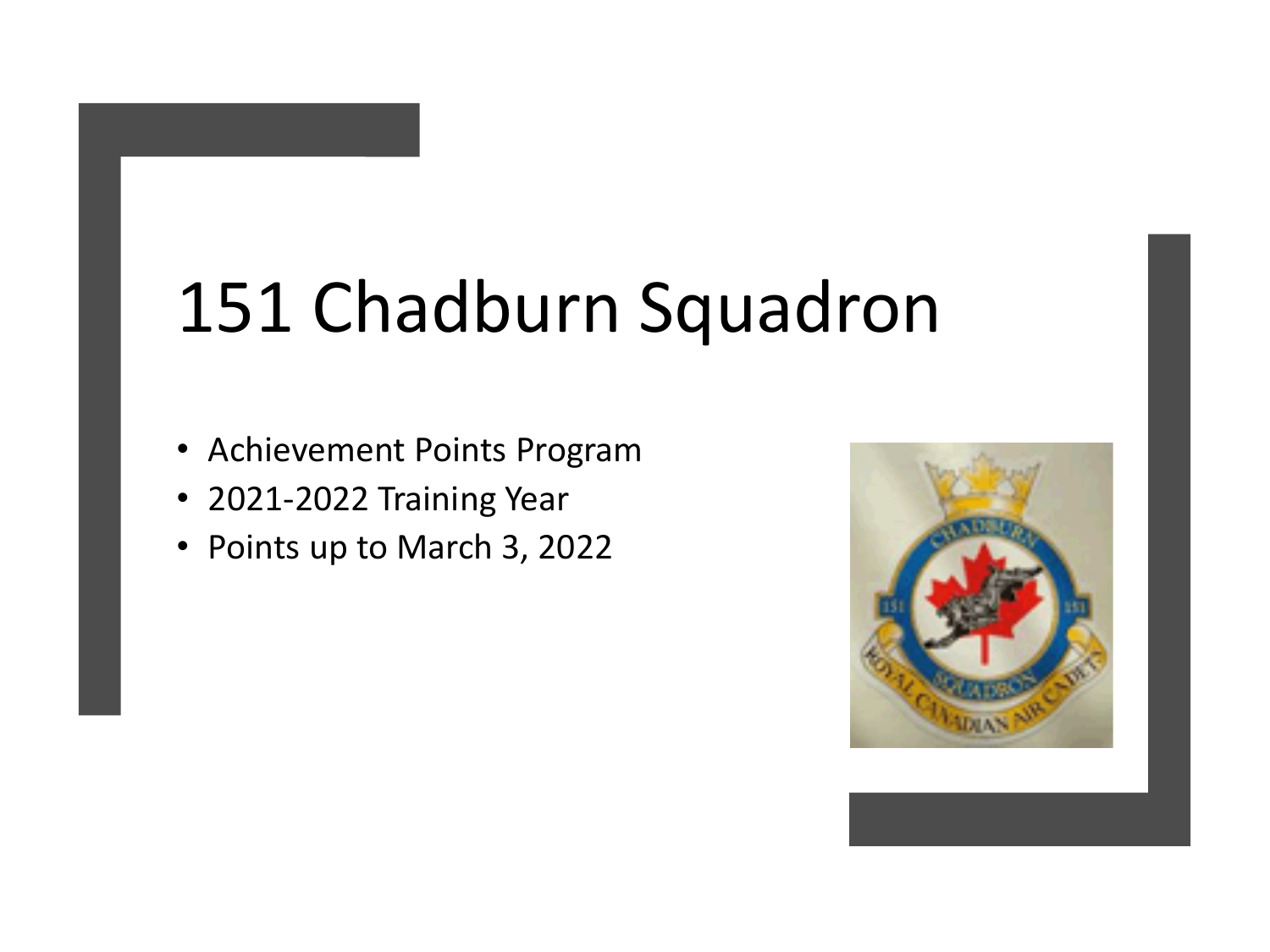# 151 Chadburn Squadron

- Achievement Points Program
- 2021-2022 Training Year
- Points up to March 3, 2022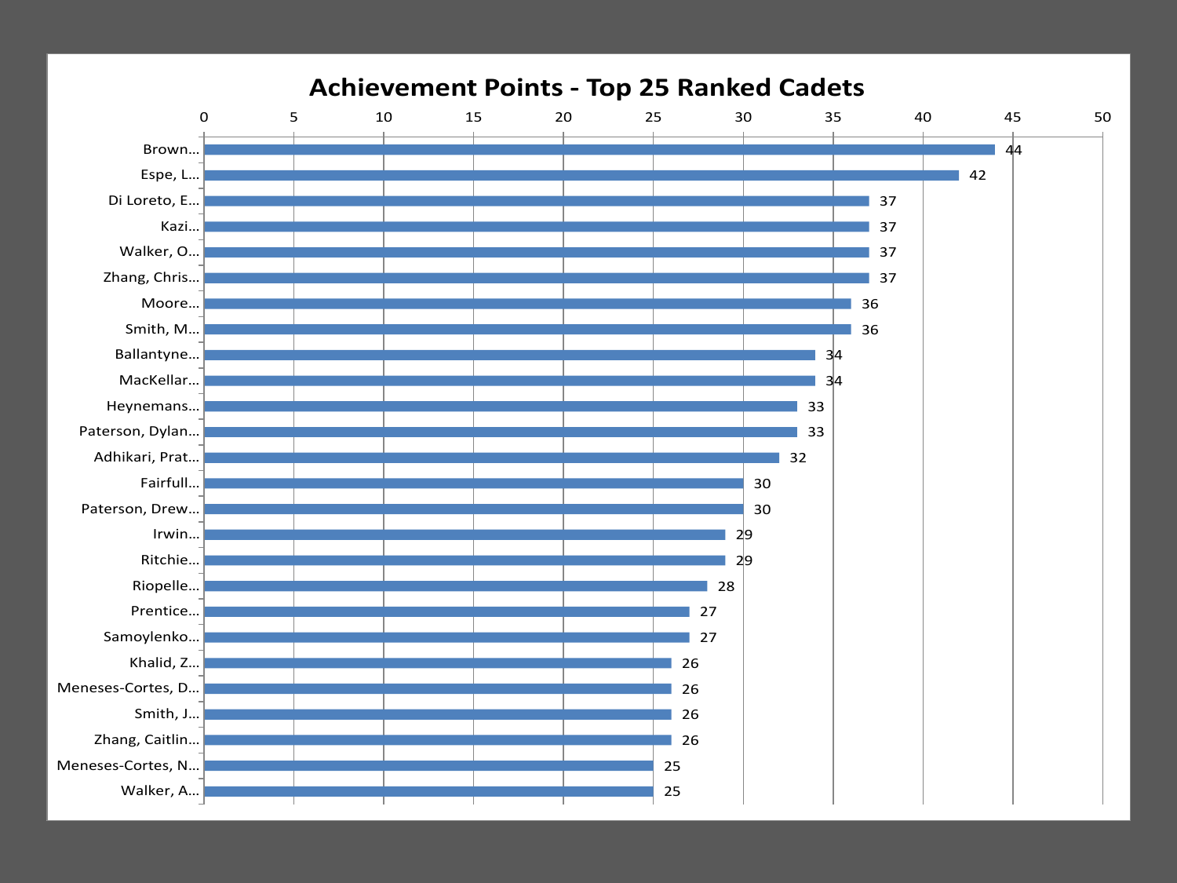# Achievement Points - Top 25 Ranked Cadets

| Cadet | Achievement Points |
|---|---|
| Brown... | 44 |
| Espe, L... | 42 |
| Di Loreto, E... | 37 |
| Kazi... | 37 |
| Walker, O... | 37 |
| Zhang, Chris... | 37 |
| Moore... | 36 |
| Smith, M... | 36 |
| Ballantyne... | 34 |
| MacKellar... | 34 |
| Heynemans... | 33 |
| Paterson, Dylan... | 33 |
| Adhikari, Prat... | 32 |
| Fairfull... | 30 |
| Paterson, Drew... | 30 |
| Irwin... | 29 |
| Ritchie... | 29 |
| Riopelle... | 28 |
| Prentice... | 27 |
| Samoylenko... | 27 |
| Khalid, Z... | 26 |
| Meneses-Cortes, D... | 26 |
| Smith, J... | 26 |
| Zhang, Caitlin... | 26 |
| Meneses-Cortes, N... | 25 |
| Walker, A... | 25 |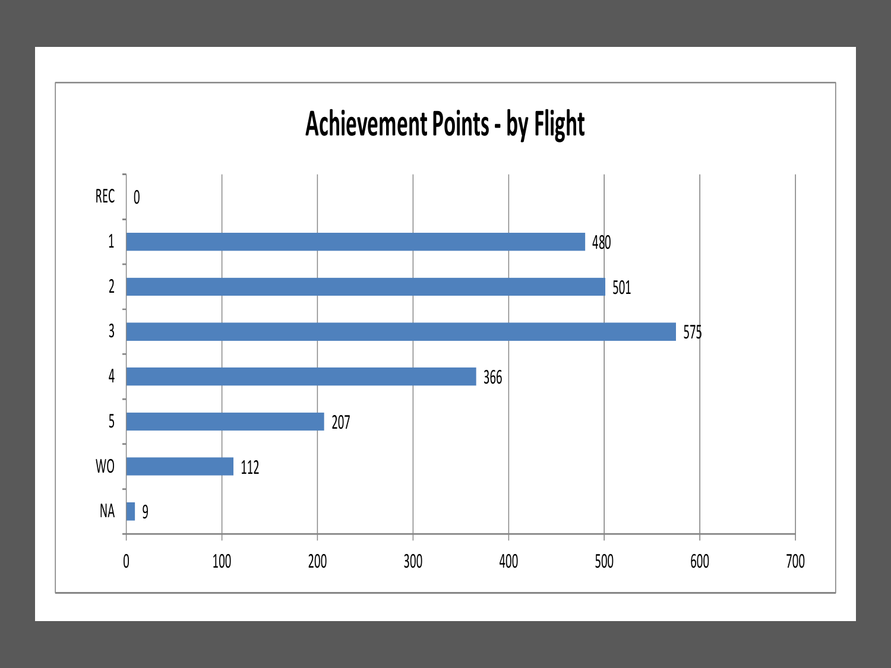# Achievement Points - by Flight

| Flight | Achievement Points |
| --- | --- |
| REC | 0 |
| 1 | 480 |
| 2 | 501 |
| 3 | 575 |
| 4 | 366 |
| 5 | 207 |
| WO | 112 |
| NA | 9 |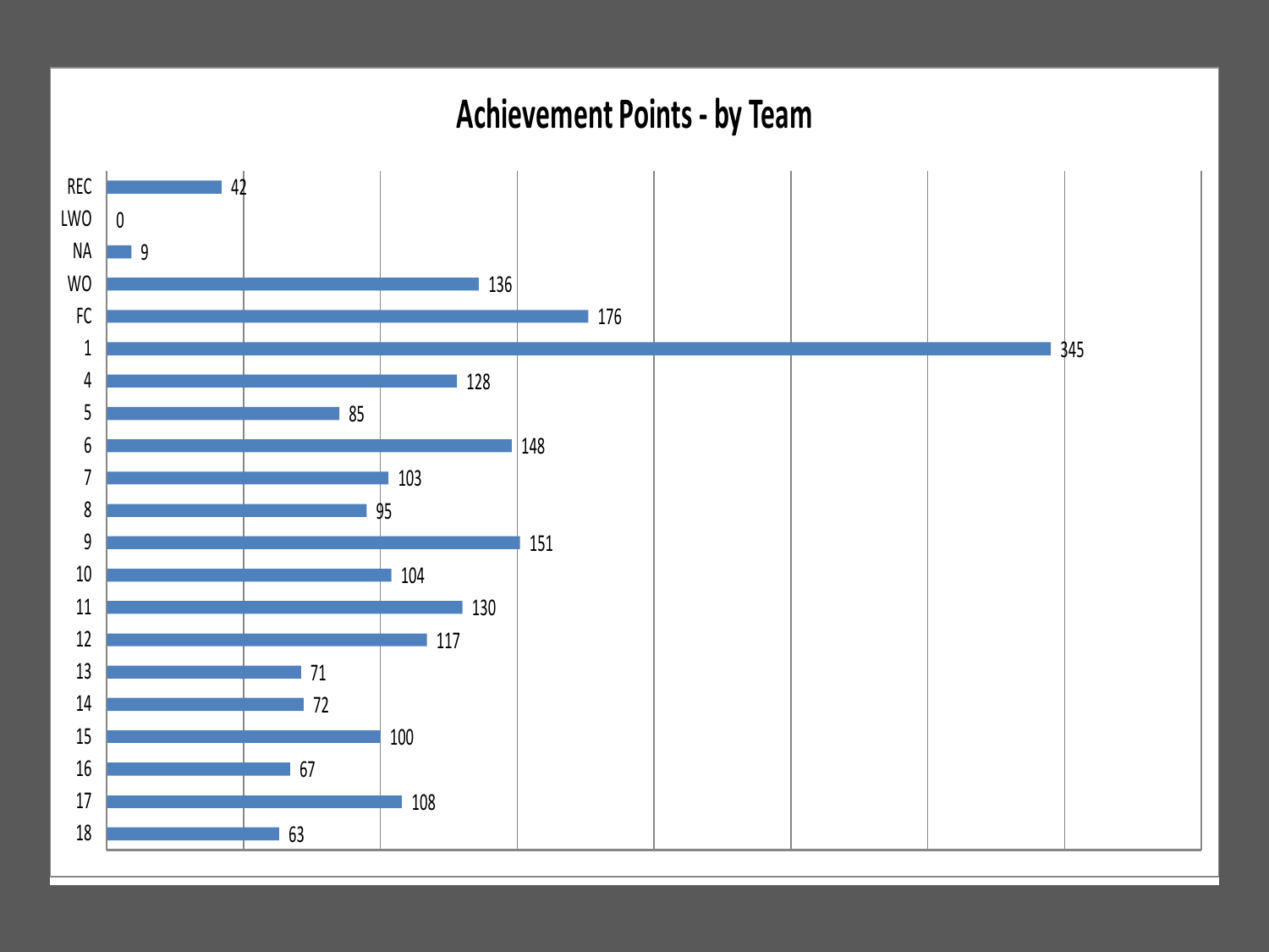# Achievement Points - by Team

| Team | Points |
|---|---|
| REC | 42 |
| LWO | 0 |
| NA | 9 |
| WO | 136 |
| FC | 176 |
| 1 | 345 |
| 4 | 128 |
| 5 | 85 |
| 6 | 148 |
| 7 | 103 |
| 8 | 95 |
| 9 | 151 |
| 10 | 104 |
| 11 | 130 |
| 12 | 117 |
| 13 | 71 |
| 14 | 72 |
| 15 | 100 |
| 16 | 67 |
| 17 | 108 |
| 18 | 63 |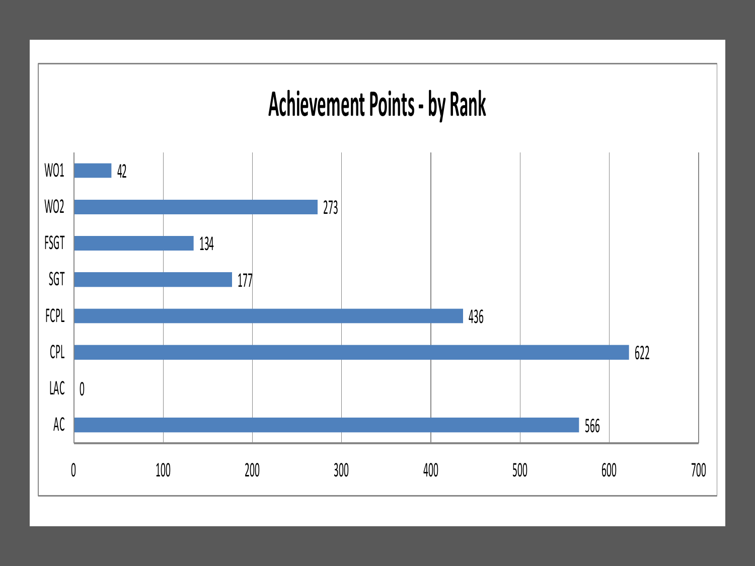# Achievement Points - by Rank

| Rank | Achievement Points |
|---|---|
| WO1 | 42 |
| WO2 | 273 |
| FSGT | 134 |
| SGT | 177 |
| FCPL | 436 |
| CPL | 622 |
| LAC | 0 |
| AC | 566 |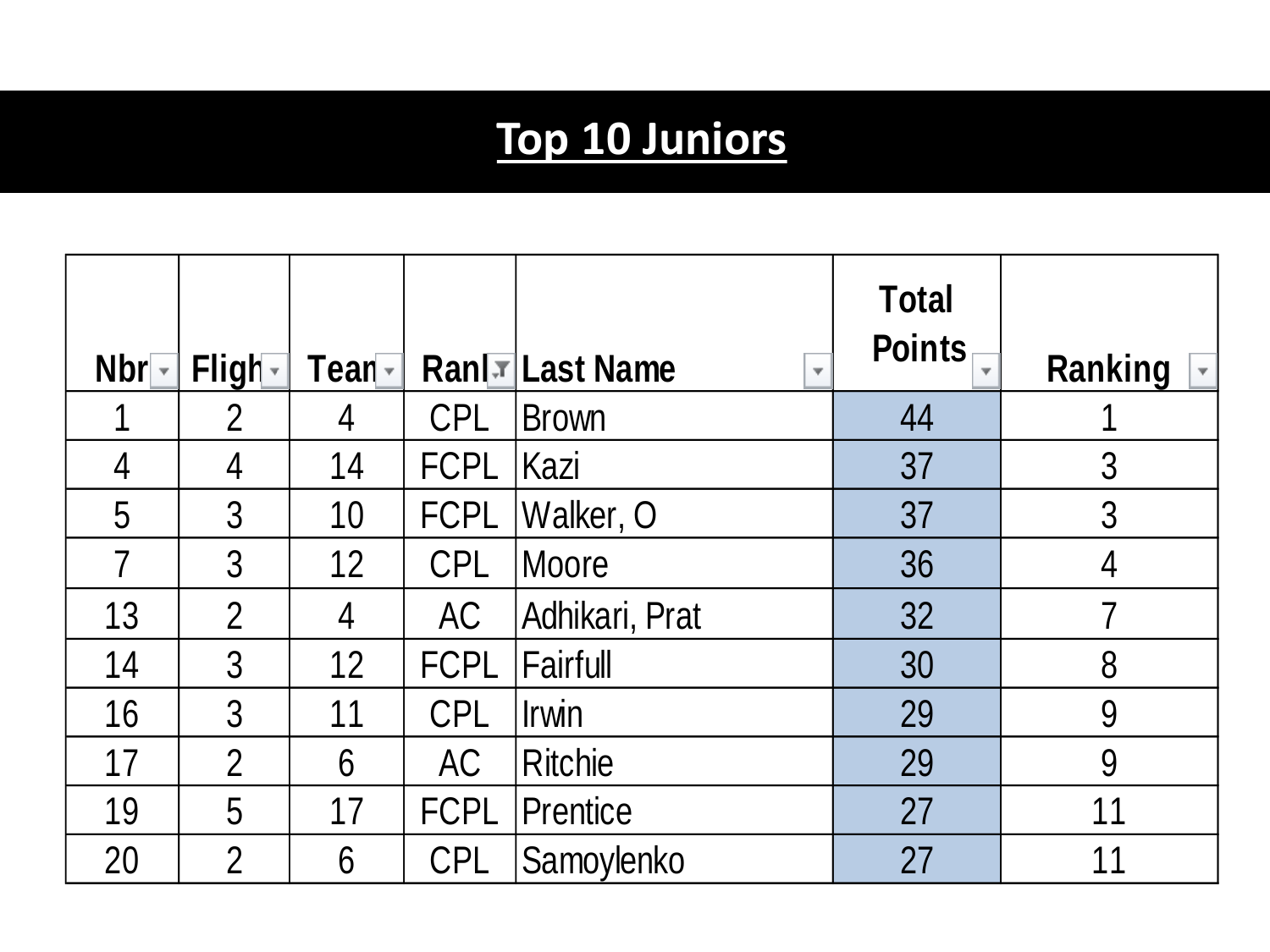# Top 10 Juniors

| Nbr | Fligh | Tean | Ranl | Last Name | Total Points | Ranking |
|---|---|---|---|---|---|---|
| 1 | 2 | 4 | CPL | Brown | 44 | 1 |
| 4 | 4 | 14 | FCPL | Kazi | 37 | 3 |
| 5 | 3 | 10 | FCPL | Walker, O | 37 | 3 |
| 7 | 3 | 12 | CPL | Moore | 36 | 4 |
| 13 | 2 | 4 | AC | Adhikari, Prat | 32 | 7 |
| 14 | 3 | 12 | FCPL | Fairfull | 30 | 8 |
| 16 | 3 | 11 | CPL | Irwin | 29 | 9 |
| 17 | 2 | 6 | AC | Ritchie | 29 | 9 |
| 19 | 5 | 17 | FCPL | Prentice | 27 | 11 |
| 20 | 2 | 6 | CPL | Samoylenko | 27 | 11 |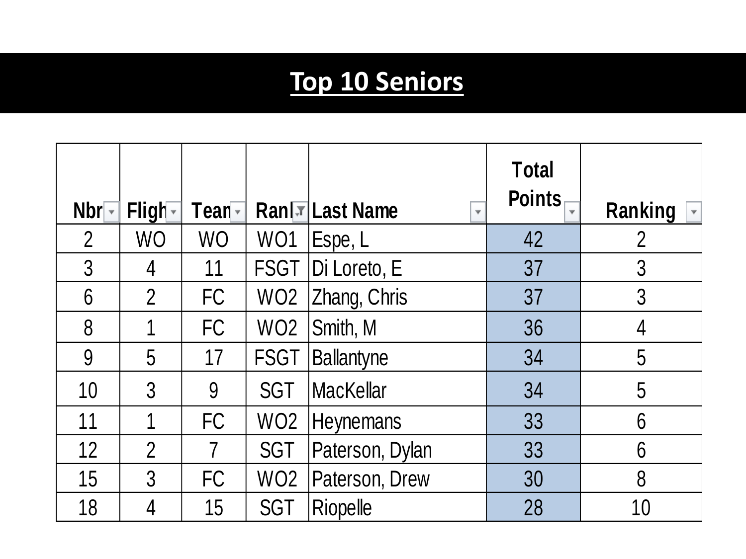# Top 10 Seniors

| Nbr | Flight | Team | Rank | Last Name | Total Points | Ranking |
|---|---|---|---|---|---|---|
| 2 | WO | WO | WO1 | Espe, L | 42 | 2 |
| 3 | 4 | 11 | FSGT | Di Loreto, E | 37 | 3 |
| 6 | 2 | FC | WO2 | Zhang, Chris | 37 | 3 |
| 8 | 1 | FC | WO2 | Smith, M | 36 | 4 |
| 9 | 5 | 17 | FSGT | Ballantyne | 34 | 5 |
| 10 | 3 | 9 | SGT | MacKellar | 34 | 5 |
| 11 | 1 | FC | WO2 | Heynemans | 33 | 6 |
| 12 | 2 | 7 | SGT | Paterson, Dylan | 33 | 6 |
| 15 | 3 | FC | WO2 | Paterson, Drew | 30 | 8 |
| 18 | 4 | 15 | SGT | Riopelle | 28 | 10 |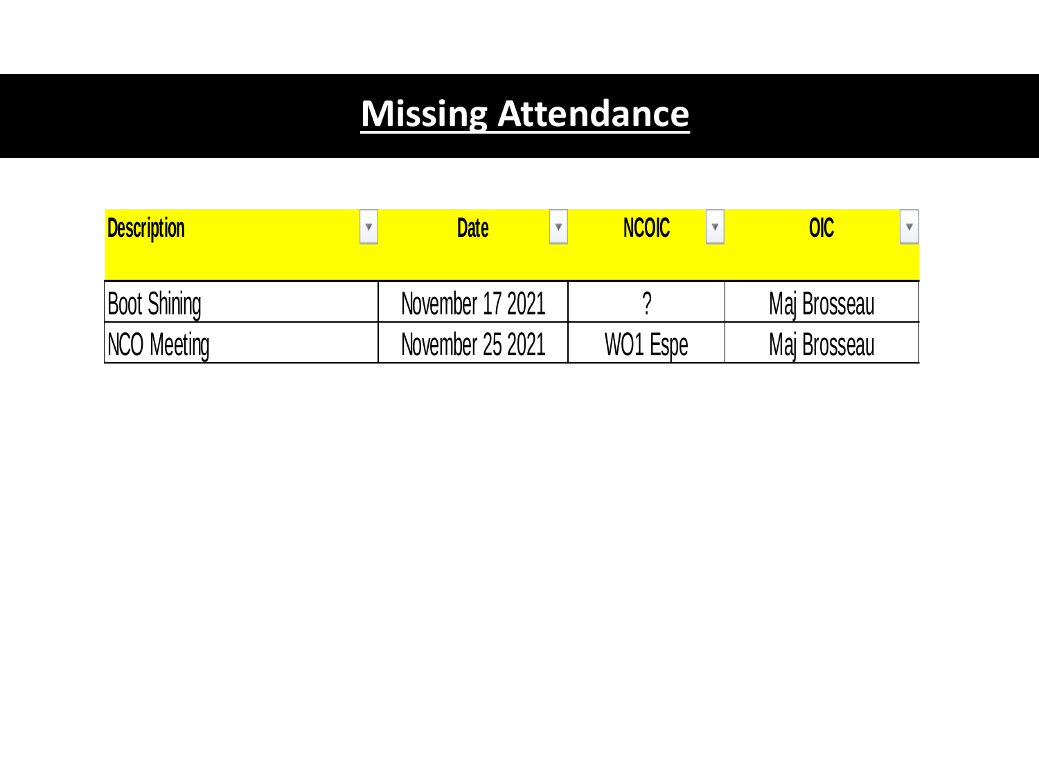# Missing Attendance

| Description | Date | NCOIC | OIC |
| --- | --- | --- | --- |
| Boot Shining | November 17 2021 | ? | Maj Brosseau |
| NCO Meeting | November 25 2021 | WO1 Espe | Maj Brosseau |